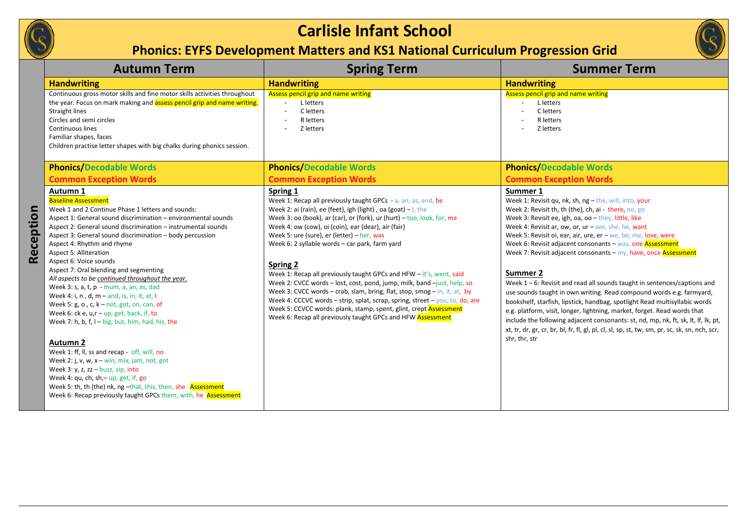# Carlisle Infant School

## Phonics: EYFS Development Matters and KS1 National Curriculum Progression Grid

### Reception

| Autumn Term | Spring Term | Summer Term |
|---|---|---|
| **Handwriting** | **Handwriting** | **Handwriting** |
| Continuous gross motor skills and fine motor skills activities throughout the year. Focus on mark making and assess pencil grip and name writing.<br>Straight lines<br>Circles and semi circles<br>Continuous lines<br>Familiar shapes, faces<br>Children practise letter shapes with big chalks during phonics session. | Assess pencil grip and name writing<br>- L letters<br>- C letters<br>- R letters<br>- Z letters | Assess pencil grip and name writing<br>- L letters<br>- C letters<br>- R letters<br>- Z letters |
| **Phonics/Decodable Words**<br>**Common Exception Words** | **Phonics/Decodable Words**<br>**Common Exception Words** | **Phonics/Decodable Words**<br>**Common Exception Words** |
| **Autumn 1**<br>Baseline Assessment<br>Week 1 and 2 Continue Phase 1 letters and sounds:<br>Aspect 1: General sound discrimination – environmental sounds<br>Aspect 2: General sound discrimination – instrumental sounds<br>Aspect 3: General sound discrimination – body percussion<br>Aspect 4: Rhythm and rhyme<br>Aspect 5: Alliteration<br>Aspect 6: Voice sounds<br>Aspect 7: Oral blending and segmenting<br>*All aspects to be continued throughout the year.*<br>Week 3: s, a, t, p - mum, a, an, as, dad<br>Week 4: i, n , d, m – and, is, in, it, at, I<br>Week 5: g, o , c, k – up, got, on, can, of<br>Week 6: ck e, u,r – up, get, back, if, to<br>Week 7: h, b, f, l – big, but, him, had, his, the<br><br>**Autumn 2**<br>Week 1: ff, ll, ss and recap - off, will, no<br>Week 2: j, v, w, x – win, mix, jam, not, got<br>Week 3: y, z, zz – buzz, zip, into<br>Week 4: qu, ch, sh,– up, get, if, go<br>Week 5: th, th (the) nk, ng –that, this, then, she Assessment<br>Week 6: Recap previously taught GPCs them, with, he Assessment | **Spring 1**<br>Week 1: Recap all previously taught GPCs - a, an, as, and, be<br>Week 2: ai (rain), ee (feet), igh (light) , oa (goat) – I, the<br>Week 3: oo (book), ar (car), or (fork), ur (hurt) – too, look, for, me<br>Week 4: ow (cow), oi (coin), ear (dear), air (fair)<br>Week 5: ure (sure), er (letter) – her, was<br>Week 6: 2 syllable words – car park, farm yard<br><br>**Spring 2**<br>Week 1: Recap all previously taught GPCs and HFW – it's, went, said<br>Week 2: CVCC words – lost, cost, pond, jump, milk, band –just, help, so<br>Week 3: CVCC words – crab, slam, bring, flat, stop, smog – in, it, at, by<br>Week 4: CCCVC words – strip, splat, scrap, spring, street – you, to, do, are<br>Week 5: CCVCC words: plank, stamp, spent, glint, crept Assessment<br>Week 6: Recap all previously taught GPCs and HFW Assessment | **Summer 1**<br>Week 1: Revisit qu, nk, sh, ng – the, will, into, your<br>Week 2: Revisit th, th (the), ch, ai - there, no, go<br>Week 3: Revisit ee, igh, oa, oo – they, little, like<br>Week 4: Revisit ar, ow, or, ur – see, she, he, want<br>Week 5: Revisit oi, ear, air, ure, er – we, be, me, love, were<br>Week 6: Revisit adjacent consonants – was, one Assessment<br>Week 7: Revisit adjacent consonants – my, have, once Assessment<br><br>**Summer 2**<br>Week 1 – 6: Revisit and read all sounds taught in sentences/captions and use sounds taught in own writing. Read compound words e.g. farmyard, bookshelf, starfish, lipstick, handbag, spotlight Read multisyllabic words e.g. platform, visit, longer, lightning, market, forget. Read words that include the following adjacent consonants: st, nd, mp, nk, ft, sk, lt, lf, lk, pt, xt, tr, dr, gr, cr, br, bl, fr, fl, gl, pl, cl, sl, sp, st, tw, sm, pr, sc, sk, sn, nch, scr, shr, thr, str |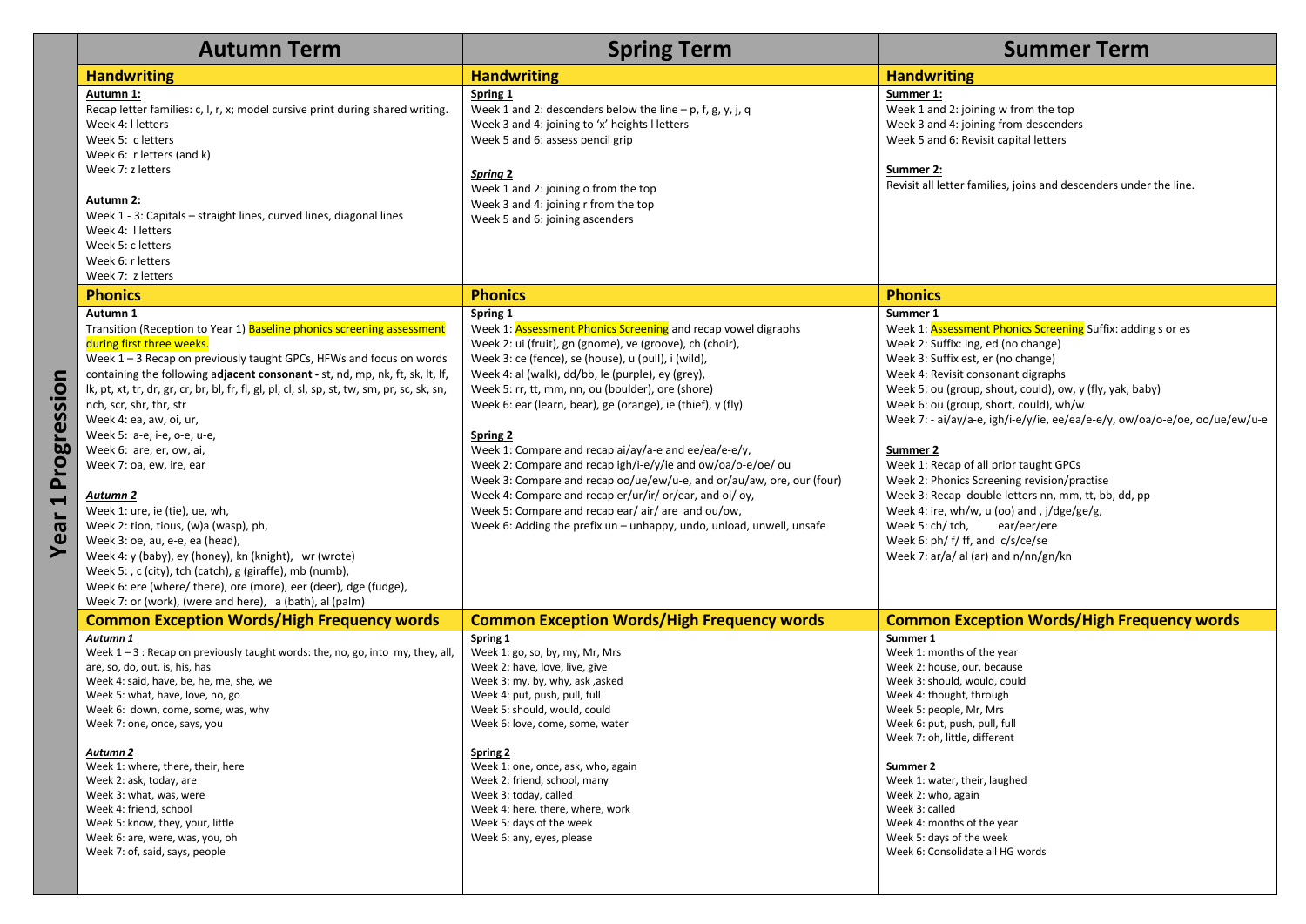# Year 1 Progression

| Autumn Term | Spring Term | Summer Term |
|---|---|---|
| **Handwriting** | **Handwriting** | **Handwriting** |
| **Autumn 1:**<br>Recap letter families: c, l, r, x; model cursive print during shared writing.<br>Week 4: l letters<br>Week 5: c letters<br>Week 6: r letters (and k)<br>Week 7: z letters<br><br>**Autumn 2:**<br>Week 1 - 3: Capitals – straight lines, curved lines, diagonal lines<br>Week 4: l letters<br>Week 5: c letters<br>Week 6: r letters<br>Week 7: z letters | **Spring 1**<br>Week 1 and 2: descenders below the line – p, f, g, y, j, q<br>Week 3 and 4: joining to 'x' heights l letters<br>Week 5 and 6: assess pencil grip<br><br>***Spring 2***<br>Week 1 and 2: joining o from the top<br>Week 3 and 4: joining r from the top<br>Week 5 and 6: joining ascenders | **Summer 1:**<br>Week 1 and 2: joining w from the top<br>Week 3 and 4: joining from descenders<br>Week 5 and 6: Revisit capital letters<br><br>**Summer 2:**<br>Revisit all letter families, joins and descenders under the line. |
| **Phonics** | **Phonics** | **Phonics** |
| **Autumn 1**<br>Transition (Reception to Year 1) Baseline phonics screening assessment during first three weeks.<br>Week 1 – 3 Recap on previously taught GPCs, HFWs and focus on words containing the following a**djacent consonant** - st, nd, mp, nk, ft, sk, lt, lf, lk, pt, xt, tr, dr, gr, cr, br, bl, fr, fl, gl, pl, cl, sl, sp, st, tw, sm, pr, sc, sk, sn, nch, scr, shr, thr, str<br>Week 4: ea, aw, oi, ur,<br>Week 5: a-e, i-e, o-e, u-e,<br>Week 6: are, er, ow, ai,<br>Week 7: oa, ew, ire, ear<br><br>***Autumn 2***<br>Week 1: ure, ie (tie), ue, wh,<br>Week 2: tion, tious, (w)a (wasp), ph,<br>Week 3: oe, au, e-e, ea (head),<br>Week 4: y (baby), ey (honey), kn (knight), wr (wrote)<br>Week 5: , c (city), tch (catch), g (giraffe), mb (numb),<br>Week 6: ere (where/ there), ore (more), eer (deer), dge (fudge),<br>Week 7: or (work), (were and here), a (bath), al (palm) | **Spring 1**<br>Week 1: Assessment Phonics Screening and recap vowel digraphs<br>Week 2: ui (fruit), gn (gnome), ve (groove), ch (choir),<br>Week 3: ce (fence), se (house), u (pull), i (wild),<br>Week 4: al (walk), dd/bb, le (purple), ey (grey),<br>Week 5: rr, tt, mm, nn, ou (boulder), ore (shore)<br>Week 6: ear (learn, bear), ge (orange), ie (thief), y (fly)<br><br>**Spring 2**<br>Week 1: Compare and recap ai/ay/a-e and ee/ea/e-e/y,<br>Week 2: Compare and recap igh/i-e/y/ie and ow/oa/o-e/oe/ ou<br>Week 3: Compare and recap oo/ue/ew/u-e, and or/au/aw, ore, our (four)<br>Week 4: Compare and recap er/ur/ir/ or/ear, and oi/ oy,<br>Week 5: Compare and recap ear/ air/ are and ou/ow,<br>Week 6: Adding the prefix un – unhappy, undo, unload, unwell, unsafe | **Summer 1**<br>Week 1: Assessment Phonics Screening Suffix: adding s or es<br>Week 2: Suffix: ing, ed (no change)<br>Week 3: Suffix est, er (no change)<br>Week 4: Revisit consonant digraphs<br>Week 5: ou (group, shout, could), ow, y (fly, yak, baby)<br>Week 6: ou (group, short, could), wh/w<br>Week 7: - ai/ay/a-e, igh/i-e/y/ie, ee/ea/e-e/y, ow/oa/o-e/oe, oo/ue/ew/u-e<br><br>**Summer 2**<br>Week 1: Recap of all prior taught GPCs<br>Week 2: Phonics Screening revision/practise<br>Week 3: Recap double letters nn, mm, tt, bb, dd, pp<br>Week 4: ire, wh/w, u (oo) and , j/dge/ge/g,<br>Week 5: ch/ tch, ear/eer/ere<br>Week 6: ph/ f/ ff, and c/s/ce/se<br>Week 7: ar/a/ al (ar) and n/nn/gn/kn |
| **Common Exception Words/High Frequency words** | **Common Exception Words/High Frequency words** | **Common Exception Words/High Frequency words** |
| ***Autumn 1***<br>Week 1 – 3 : Recap on previously taught words: the, no, go, into my, they, all, are, so, do, out, is, his, has<br>Week 4: said, have, be, he, me, she, we<br>Week 5: what, have, love, no, go<br>Week 6: down, come, some, was, why<br>Week 7: one, once, says, you<br><br>***Autumn 2***<br>Week 1: where, there, their, here<br>Week 2: ask, today, are<br>Week 3: what, was, were<br>Week 4: friend, school<br>Week 5: know, they, your, little<br>Week 6: are, were, was, you, oh<br>Week 7: of, said, says, people | **Spring 1**<br>Week 1: go, so, by, my, Mr, Mrs<br>Week 2: have, love, live, give<br>Week 3: my, by, why, ask ,asked<br>Week 4: put, push, pull, full<br>Week 5: should, would, could<br>Week 6: love, come, some, water<br><br>**Spring 2**<br>Week 1: one, once, ask, who, again<br>Week 2: friend, school, many<br>Week 3: today, called<br>Week 4: here, there, where, work<br>Week 5: days of the week<br>Week 6: any, eyes, please | **Summer 1**<br>Week 1: months of the year<br>Week 2: house, our, because<br>Week 3: should, would, could<br>Week 4: thought, through<br>Week 5: people, Mr, Mrs<br>Week 6: put, push, pull, full<br>Week 7: oh, little, different<br><br>**Summer 2**<br>Week 1: water, their, laughed<br>Week 2: who, again<br>Week 3: called<br>Week 4: months of the year<br>Week 5: days of the week<br>Week 6: Consolidate all HG words |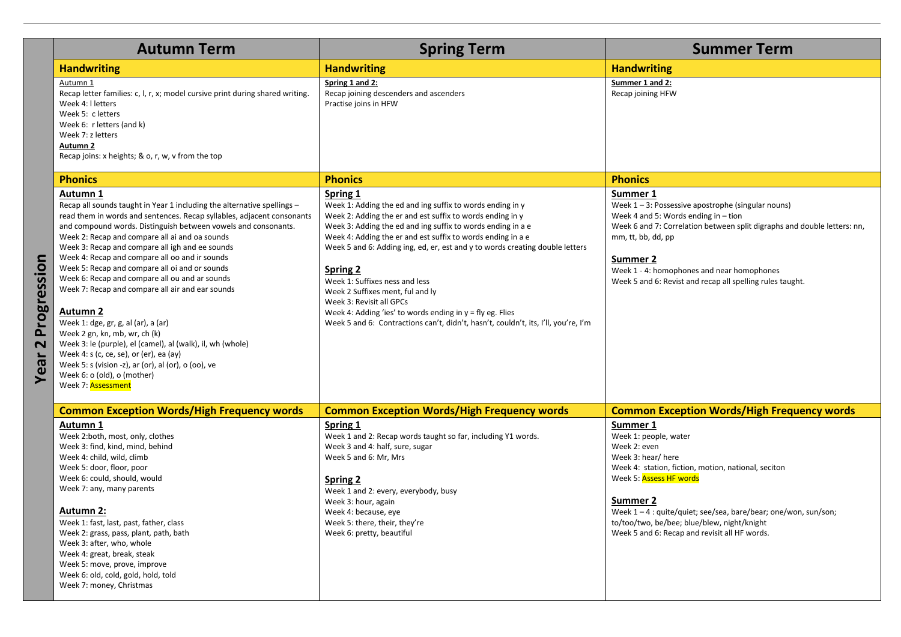# Year 2 Progression

| Autumn Term | Spring Term | Summer Term |
| --- | --- | --- |
| **Handwriting** | **Handwriting** | **Handwriting** |
| Autumn 1<br>Recap letter families: c, l, r, x; model cursive print during shared writing.<br>Week 4: l letters<br>Week 5: c letters<br>Week 6: r letters (and k)<br>Week 7: z letters<br>**Autumn 2**<br>Recap joins: x heights; & o, r, w, v from the top | **Spring 1 and 2:**<br>Recap joining descenders and ascenders<br>Practise joins in HFW | **Summer 1 and 2:**<br>Recap joining HFW |
| **Phonics** | **Phonics** | **Phonics** |
| **Autumn 1**<br>Recap all sounds taught in Year 1 including the alternative spellings – read them in words and sentences. Recap syllables, adjacent consonants and compound words. Distinguish between vowels and consonants.<br>Week 2: Recap and compare all ai and oa sounds<br>Week 3: Recap and compare all igh and ee sounds<br>Week 4: Recap and compare all oo and ir sounds<br>Week 5: Recap and compare all oi and or sounds<br>Week 6: Recap and compare all ou and ar sounds<br>Week 7: Recap and compare all air and ear sounds<br><br>**Autumn 2**<br>Week 1: dge, gr, g, al (ar), a (ar)<br>Week 2 gn, kn, mb, wr, ch (k)<br>Week 3: le (purple), el (camel), al (walk), il, wh (whole)<br>Week 4: s (c, ce, se), or (er), ea (ay)<br>Week 5: s (vision -z), ar (or), al (or), o (oo), ve<br>Week 6: o (old), o (mother)<br>Week 7: Assessment | **Spring 1**<br>Week 1: Adding the ed and ing suffix to words ending in y<br>Week 2: Adding the er and est suffix to words ending in y<br>Week 3: Adding the ed and ing suffix to words ending in a e<br>Week 4: Adding the er and est suffix to words ending in a e<br>Week 5 and 6: Adding ing, ed, er, est and y to words creating double letters<br><br>**Spring 2**<br>Week 1: Suffixes ness and less<br>Week 2 Suffixes ment, ful and ly<br>Week 3: Revisit all GPCs<br>Week 4: Adding 'ies' to words ending in y = fly eg. Flies<br>Week 5 and 6: Contractions can't, didn't, hasn't, couldn't, its, I'll, you're, I'm | **Summer 1**<br>Week 1 – 3: Possessive apostrophe (singular nouns)<br>Week 4 and 5: Words ending in – tion<br>Week 6 and 7: Correlation between split digraphs and double letters: nn, mm, tt, bb, dd, pp<br><br>**Summer 2**<br>Week 1 - 4: homophones and near homophones<br>Week 5 and 6: Revist and recap all spelling rules taught. |
| **Common Exception Words/High Frequency words** | **Common Exception Words/High Frequency words** | **Common Exception Words/High Frequency words** |
| **Autumn 1**<br>Week 2:both, most, only, clothes<br>Week 3: find, kind, mind, behind<br>Week 4: child, wild, climb<br>Week 5: door, floor, poor<br>Week 6: could, should, would<br>Week 7: any, many parents<br><br>**Autumn 2:**<br>Week 1: fast, last, past, father, class<br>Week 2: grass, pass, plant, path, bath<br>Week 3: after, who, whole<br>Week 4: great, break, steak<br>Week 5: move, prove, improve<br>Week 6: old, cold, gold, hold, told<br>Week 7: money, Christmas | **Spring 1**<br>Week 1 and 2: Recap words taught so far, including Y1 words.<br>Week 3 and 4: half, sure, sugar<br>Week 5 and 6: Mr, Mrs<br><br>**Spring 2**<br>Week 1 and 2: every, everybody, busy<br>Week 3: hour, again<br>Week 4: because, eye<br>Week 5: there, their, they're<br>Week 6: pretty, beautiful | **Summer 1**<br>Week 1: people, water<br>Week 2: even<br>Week 3: hear/ here<br>Week 4: station, fiction, motion, national, seciton<br>Week 5: Assess HF words<br><br>**Summer 2**<br>Week 1 – 4 : quite/quiet; see/sea, bare/bear; one/won, sun/son; to/too/two, be/bee; blue/blew, night/knight<br>Week 5 and 6: Recap and revisit all HF words. |